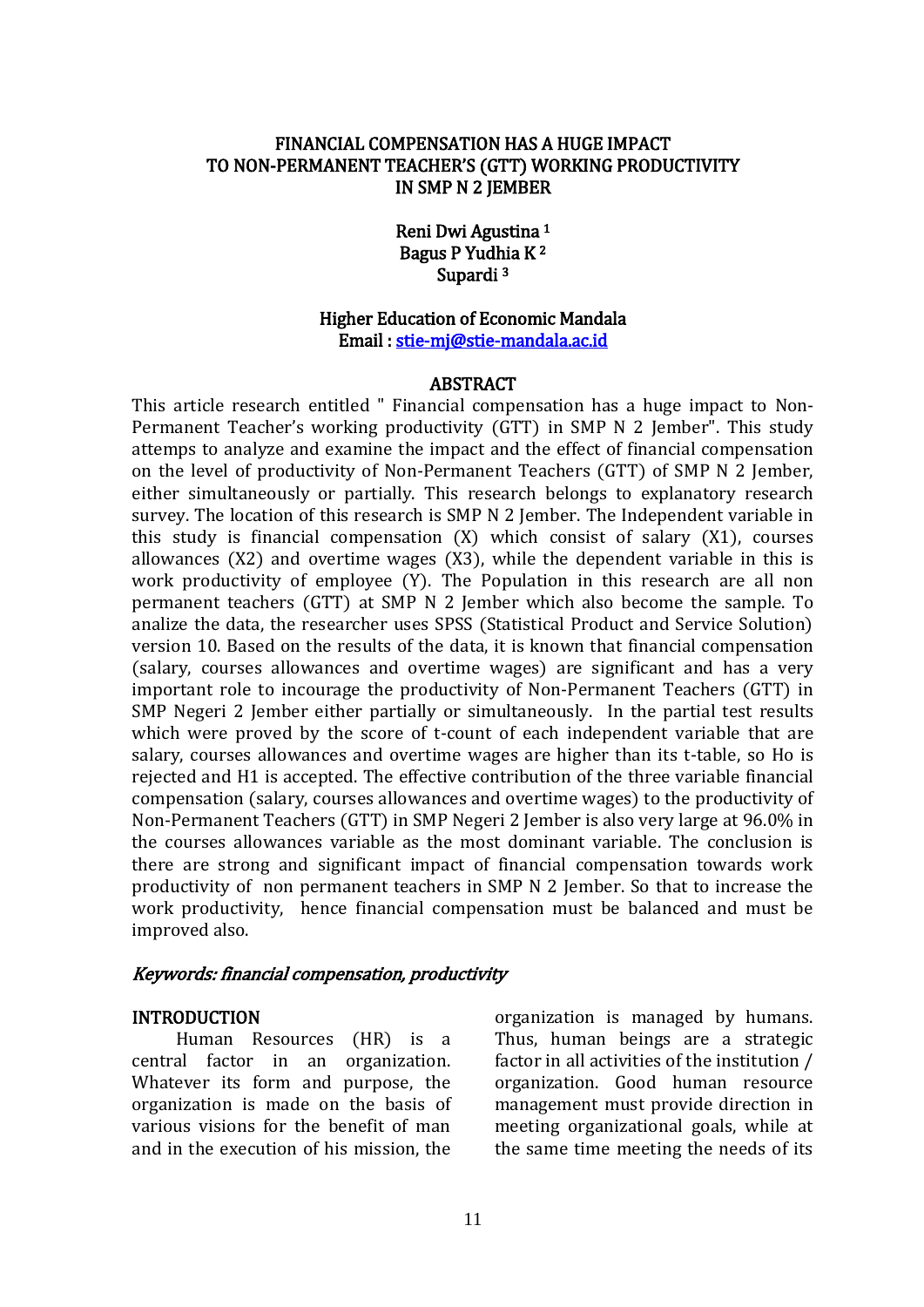# FINANCIAL COMPENSATION HAS A HUGE IMPACT TO NON-PERMANENT TEACHER'S (GTT) WORKING PRODUCTIVITY IN SMP N 2 JEMBER

Reni Dwi Agustina [1]
Bagus P Yudhia K [2]
Supardi [3]

Higher Education of Economic Mandala
Email : stie-mj@stie-mandala.ac.id

## ABSTRACT

This article research entitled " Financial compensation has a huge impact to Non-Permanent Teacher's working productivity (GTT) in SMP N 2 Jember". This study attemps to analyze and examine the impact and the effect of financial compensation on the level of productivity of Non-Permanent Teachers (GTT) of SMP N 2 Jember, either simultaneously or partially. This research belongs to explanatory research survey. The location of this research is SMP N 2 Jember. The Independent variable in this study is financial compensation (X) which consist of salary (X1), courses allowances (X2) and overtime wages (X3), while the dependent variable in this is work productivity of employee (Y). The Population in this research are all non permanent teachers (GTT) at SMP N 2 Jember which also become the sample. To analize the data, the researcher uses SPSS (Statistical Product and Service Solution) version 10. Based on the results of the data, it is known that financial compensation (salary, courses allowances and overtime wages) are significant and has a very important role to incourage the productivity of Non-Permanent Teachers (GTT) in SMP Negeri 2 Jember either partially or simultaneously. In the partial test results which were proved by the score of t-count of each independent variable that are salary, courses allowances and overtime wages are higher than its t-table, so Ho is rejected and H1 is accepted. The effective contribution of the three variable financial compensation (salary, courses allowances and overtime wages) to the productivity of Non-Permanent Teachers (GTT) in SMP Negeri 2 Jember is also very large at 96.0% in the courses allowances variable as the most dominant variable. The conclusion is there are strong and significant impact of financial compensation towards work productivity of non permanent teachers in SMP N 2 Jember. So that to increase the work productivity, hence financial compensation must be balanced and must be improved also.

*Keywords: financial compensation, productivity*

## INTRODUCTION

Human Resources (HR) is a central factor in an organization. Whatever its form and purpose, the organization is made on the basis of various visions for the benefit of man and in the execution of his mission, the organization is managed by humans. Thus, human beings are a strategic factor in all activities of the institution / organization. Good human resource management must provide direction in meeting organizational goals, while at the same time meeting the needs of its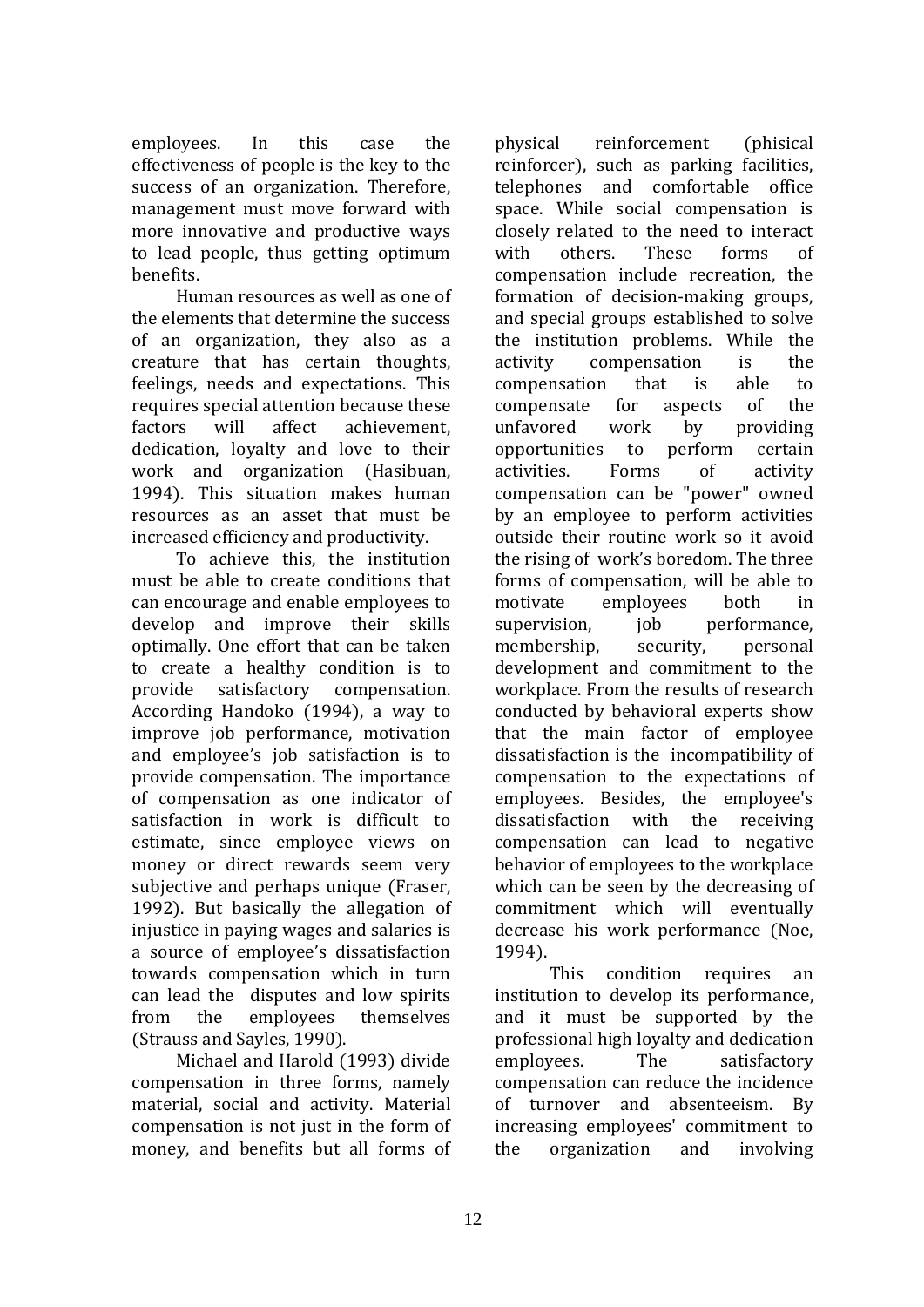employees. In this case the effectiveness of people is the key to the success of an organization. Therefore, management must move forward with more innovative and productive ways to lead people, thus getting optimum benefits.

Human resources as well as one of the elements that determine the success of an organization, they also as a creature that has certain thoughts, feelings, needs and expectations. This requires special attention because these factors will affect achievement, dedication, loyalty and love to their work and organization (Hasibuan, 1994). This situation makes human resources as an asset that must be increased efficiency and productivity.

To achieve this, the institution must be able to create conditions that can encourage and enable employees to develop and improve their skills optimally. One effort that can be taken to create a healthy condition is to provide satisfactory compensation. According Handoko (1994), a way to improve job performance, motivation and employee's job satisfaction is to provide compensation. The importance of compensation as one indicator of satisfaction in work is difficult to estimate, since employee views on money or direct rewards seem very subjective and perhaps unique (Fraser, 1992). But basically the allegation of injustice in paying wages and salaries is a source of employee's dissatisfaction towards compensation which in turn can lead the disputes and low spirits from the employees themselves (Strauss and Sayles, 1990).

Michael and Harold (1993) divide compensation in three forms, namely material, social and activity. Material compensation is not just in the form of money, and benefits but all forms of physical reinforcement (phisical reinforcer), such as parking facilities, telephones and comfortable office space. While social compensation is closely related to the need to interact with others. These forms of compensation include recreation, the formation of decision-making groups, and special groups established to solve the institution problems. While the activity compensation is the compensation that is able to compensate for aspects of the unfavored work by providing opportunities to perform certain activities. Forms of activity compensation can be "power" owned by an employee to perform activities outside their routine work so it avoid the rising of work's boredom. The three forms of compensation, will be able to motivate employees both in supervision, job performance, membership, security, personal development and commitment to the workplace. From the results of research conducted by behavioral experts show that the main factor of employee dissatisfaction is the incompatibility of compensation to the expectations of employees. Besides, the employee's dissatisfaction with the receiving compensation can lead to negative behavior of employees to the workplace which can be seen by the decreasing of commitment which will eventually decrease his work performance (Noe, 1994).

This condition requires an institution to develop its performance, and it must be supported by the professional high loyalty and dedication employees. The satisfactory compensation can reduce the incidence of turnover and absenteeism. By increasing employees' commitment to the organization and involving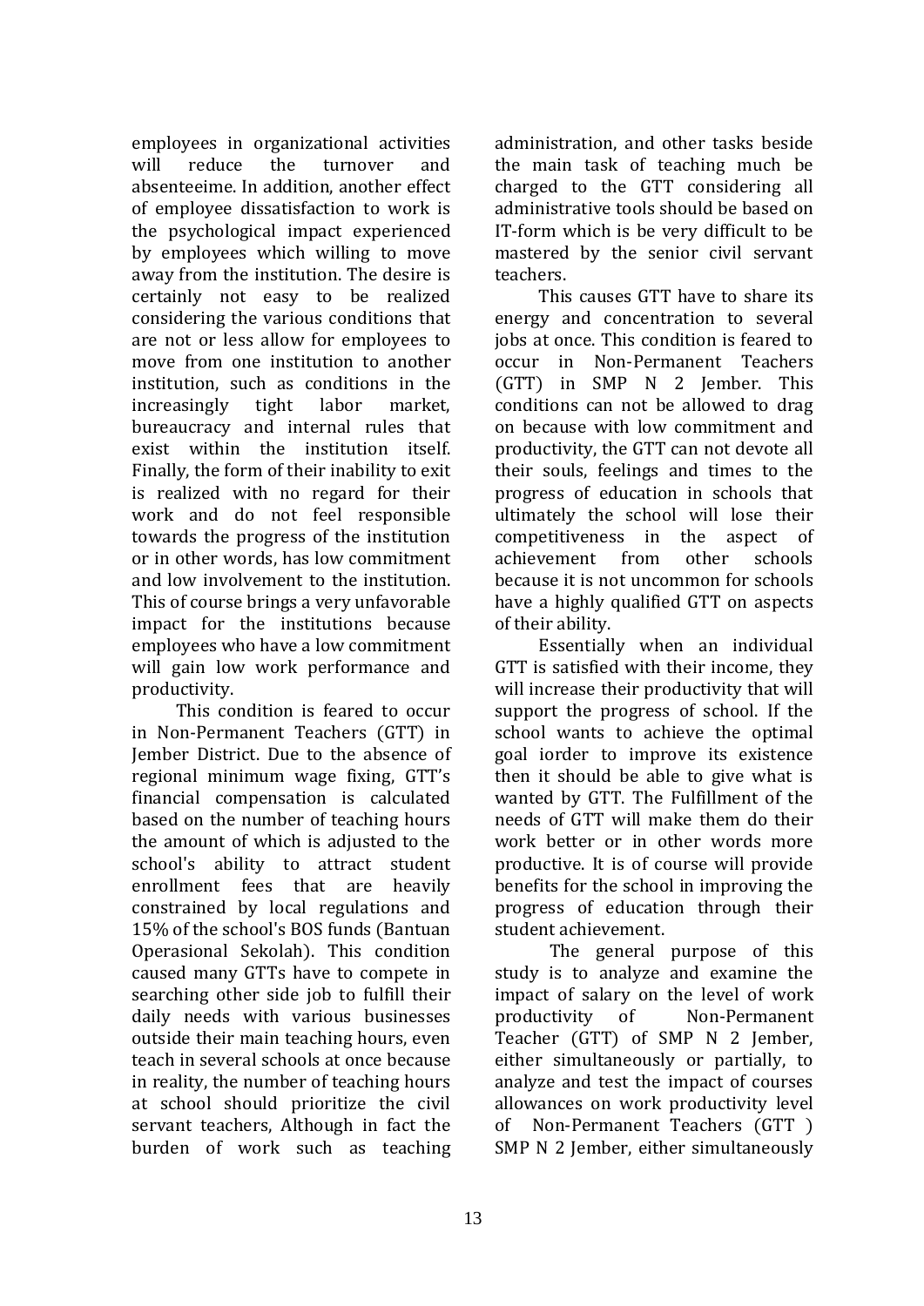employees in organizational activities will reduce the turnover and absenteeime. In addition, another effect of employee dissatisfaction to work is the psychological impact experienced by employees which willing to move away from the institution. The desire is certainly not easy to be realized considering the various conditions that are not or less allow for employees to move from one institution to another institution, such as conditions in the increasingly tight labor market, bureaucracy and internal rules that exist within the institution itself. Finally, the form of their inability to exit is realized with no regard for their work and do not feel responsible towards the progress of the institution or in other words, has low commitment and low involvement to the institution. This of course brings a very unfavorable impact for the institutions because employees who have a low commitment will gain low work performance and productivity.

This condition is feared to occur in Non-Permanent Teachers (GTT) in Jember District. Due to the absence of regional minimum wage fixing, GTT's financial compensation is calculated based on the number of teaching hours the amount of which is adjusted to the school's ability to attract student enrollment fees that are heavily constrained by local regulations and 15% of the school's BOS funds (Bantuan Operasional Sekolah). This condition caused many GTTs have to compete in searching other side job to fulfill their daily needs with various businesses outside their main teaching hours, even teach in several schools at once because in reality, the number of teaching hours at school should prioritize the civil servant teachers, Although in fact the burden of work such as teaching administration, and other tasks beside the main task of teaching much be charged to the GTT considering all administrative tools should be based on IT-form which is be very difficult to be mastered by the senior civil servant teachers.

This causes GTT have to share its energy and concentration to several jobs at once. This condition is feared to occur in Non-Permanent Teachers (GTT) in SMP N 2 Jember. This conditions can not be allowed to drag on because with low commitment and productivity, the GTT can not devote all their souls, feelings and times to the progress of education in schools that ultimately the school will lose their competitiveness in the aspect of achievement from other schools because it is not uncommon for schools have a highly qualified GTT on aspects of their ability.

Essentially when an individual GTT is satisfied with their income, they will increase their productivity that will support the progress of school. If the school wants to achieve the optimal goal iorder to improve its existence then it should be able to give what is wanted by GTT. The Fulfillment of the needs of GTT will make them do their work better or in other words more productive. It is of course will provide benefits for the school in improving the progress of education through their student achievement.

The general purpose of this study is to analyze and examine the impact of salary on the level of work productivity of Non-Permanent Teacher (GTT) of SMP N 2 Jember, either simultaneously or partially, to analyze and test the impact of courses allowances on work productivity level of Non-Permanent Teachers (GTT ) SMP N 2 Jember, either simultaneously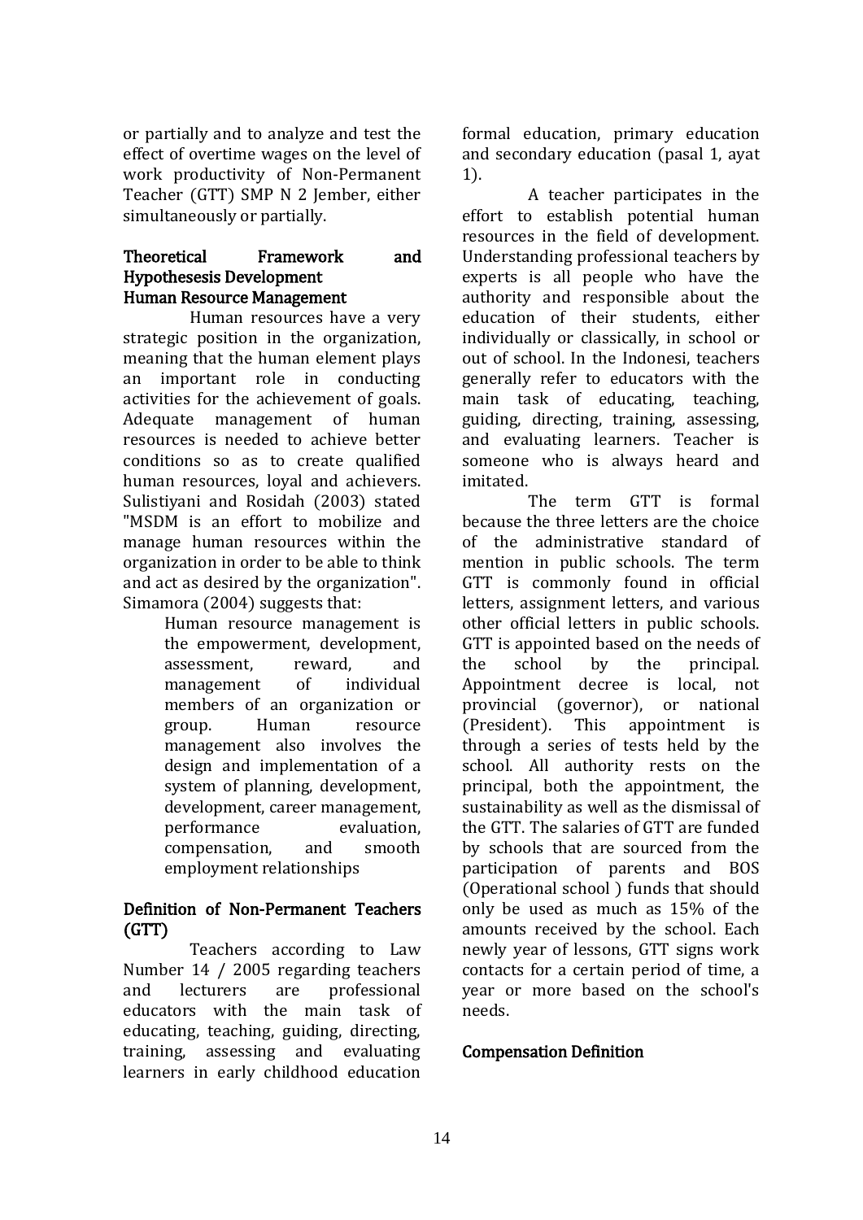or partially and to analyze and test the effect of overtime wages on the level of work productivity of Non-Permanent Teacher (GTT) SMP N 2 Jember, either simultaneously or partially.

## Theoretical Framework and Hypothesesis Development

### Human Resource Management

Human resources have a very strategic position in the organization, meaning that the human element plays an important role in conducting activities for the achievement of goals. Adequate management of human resources is needed to achieve better conditions so as to create qualified human resources, loyal and achievers. Sulistiyani and Rosidah (2003) stated "MSDM is an effort to mobilize and manage human resources within the organization in order to be able to think and act as desired by the organization". Simamora (2004) suggests that:

> Human resource management is the empowerment, development, assessment, reward, and management of individual members of an organization or group. Human resource management also involves the design and implementation of a system of planning, development, development, career management, performance evaluation, compensation, and smooth employment relationships

### Definition of Non-Permanent Teachers (GTT)

Teachers according to Law Number 14 / 2005 regarding teachers and lecturers are professional educators with the main task of educating, teaching, guiding, directing, training, assessing and evaluating learners in early childhood education formal education, primary education and secondary education (pasal 1, ayat 1).

A teacher participates in the effort to establish potential human resources in the field of development. Understanding professional teachers by experts is all people who have the authority and responsible about the education of their students, either individually or classically, in school or out of school. In the Indonesi, teachers generally refer to educators with the main task of educating, teaching, guiding, directing, training, assessing, and evaluating learners. Teacher is someone who is always heard and imitated.

The term GTT is formal because the three letters are the choice of the administrative standard of mention in public schools. The term GTT is commonly found in official letters, assignment letters, and various other official letters in public schools. GTT is appointed based on the needs of the school by the principal. Appointment decree is local, not provincial (governor), or national (President). This appointment is through a series of tests held by the school. All authority rests on the principal, both the appointment, the sustainability as well as the dismissal of the GTT. The salaries of GTT are funded by schools that are sourced from the participation of parents and BOS (Operational school ) funds that should only be used as much as 15% of the amounts received by the school. Each newly year of lessons, GTT signs work contacts for a certain period of time, a year or more based on the school's needs.

### Compensation Definition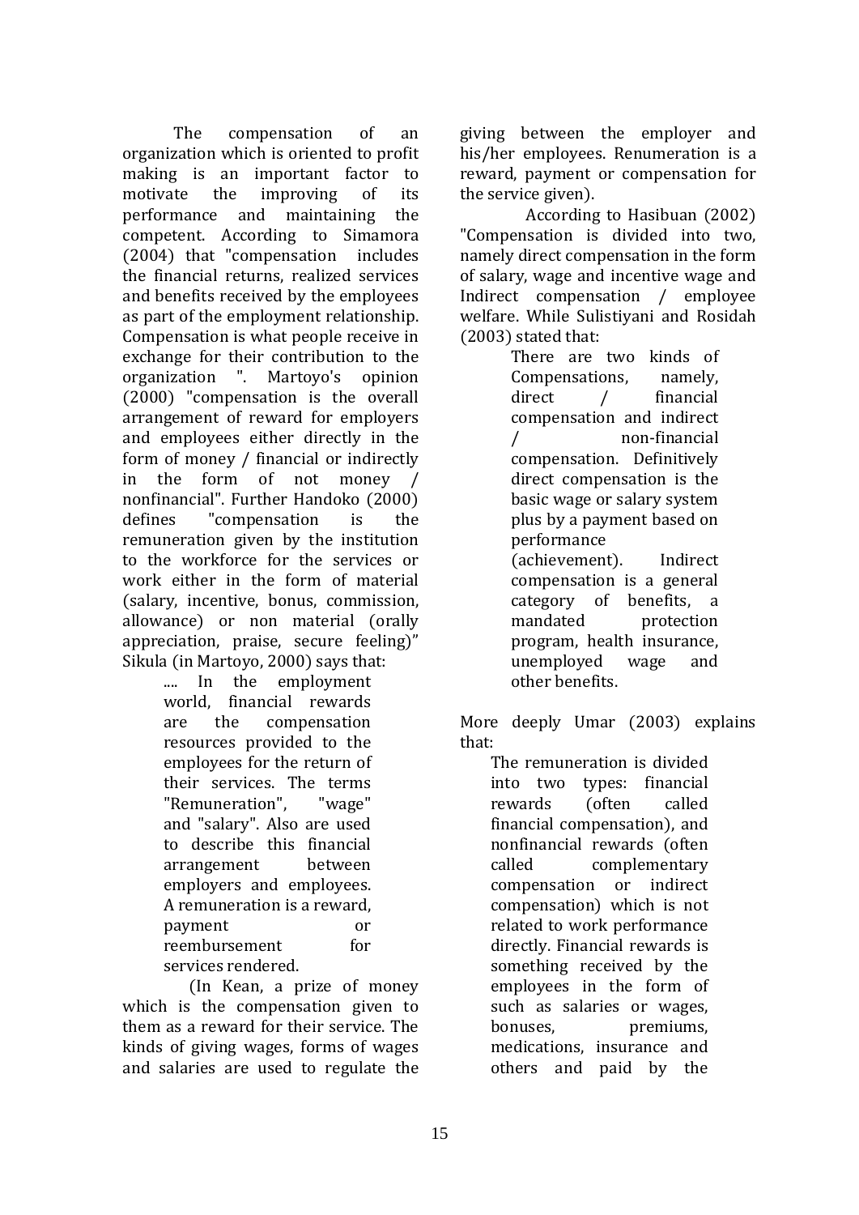The compensation of an organization which is oriented to profit making is an important factor to motivate the improving of its performance and maintaining the competent. According to Simamora (2004) that "compensation includes the financial returns, realized services and benefits received by the employees as part of the employment relationship. Compensation is what people receive in exchange for their contribution to the organization ". Martoyo's opinion (2000) "compensation is the overall arrangement of reward for employers and employees either directly in the form of money / financial or indirectly in the form of not money / nonfinancial". Further Handoko (2000) defines "compensation is the remuneration given by the institution to the workforce for the services or work either in the form of material (salary, incentive, bonus, commission, allowance) or non material (orally appreciation, praise, secure feeling)" Sikula (in Martoyo, 2000) says that:

> .... In the employment world, financial rewards are the compensation resources provided to the employees for the return of their services. The terms "Remuneration", "wage" and "salary". Also are used to describe this financial arrangement between employers and employees. A remuneration is a reward, payment or reembursement for services rendered.

(In Kean, a prize of money which is the compensation given to them as a reward for their service. The kinds of giving wages, forms of wages and salaries are used to regulate the giving between the employer and his/her employees. Renumeration is a reward, payment or compensation for the service given).

According to Hasibuan (2002) "Compensation is divided into two, namely direct compensation in the form of salary, wage and incentive wage and Indirect compensation / employee welfare. While Sulistiyani and Rosidah (2003) stated that:

> There are two kinds of Compensations, namely, direct / financial compensation and indirect / non-financial compensation. Definitively direct compensation is the basic wage or salary system plus by a payment based on performance (achievement). Indirect compensation is a general category of benefits, a mandated protection program, health insurance, unemployed wage and other benefits.

More deeply Umar (2003) explains that:

> The remuneration is divided into two types: financial rewards (often called financial compensation), and nonfinancial rewards (often called complementary compensation or indirect compensation) which is not related to work performance directly. Financial rewards is something received by the employees in the form of such as salaries or wages, bonuses, premiums, medications, insurance and others and paid by the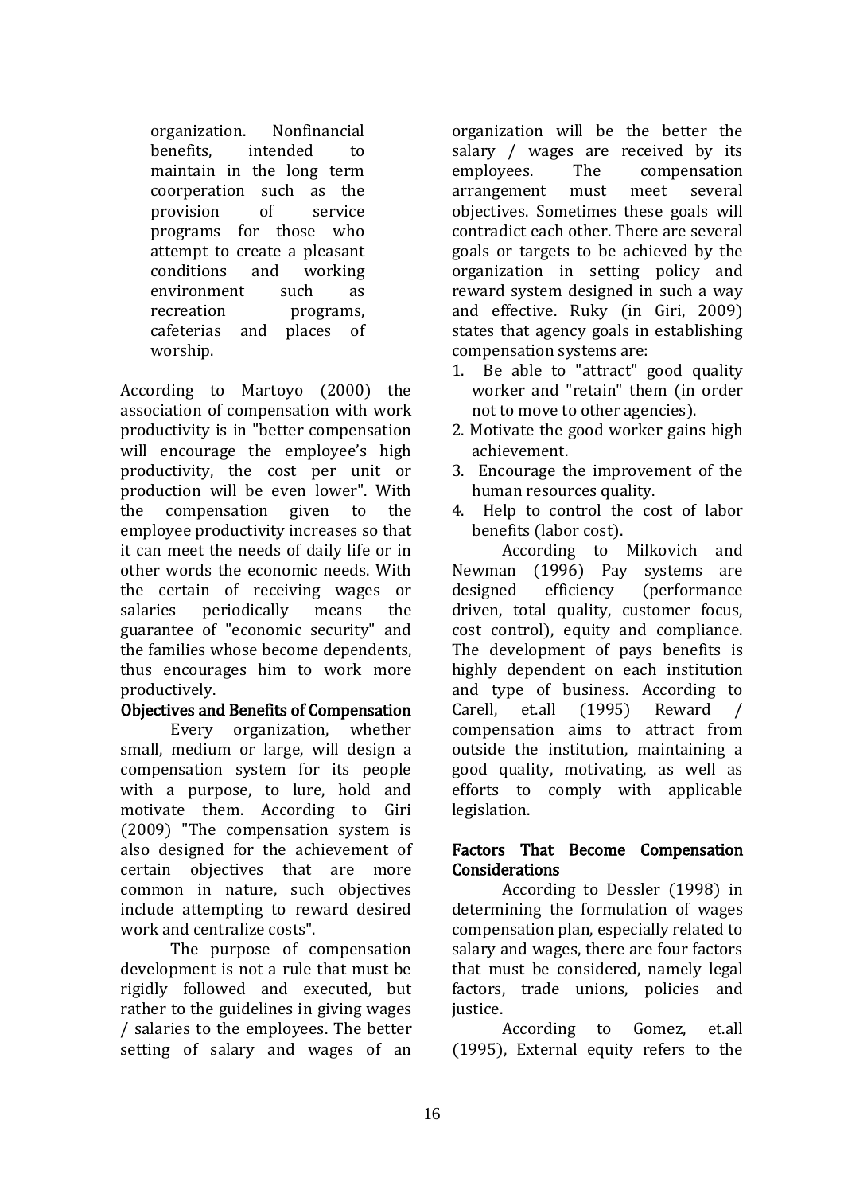organization. Nonfinancial benefits, intended to maintain in the long term coorperation such as the provision of service programs for those who attempt to create a pleasant conditions and working environment such as recreation programs, cafeterias and places of worship.

According to Martoyo (2000) the association of compensation with work productivity is in "better compensation will encourage the employee's high productivity, the cost per unit or production will be even lower". With the compensation given to the employee productivity increases so that it can meet the needs of daily life or in other words the economic needs. With the certain of receiving wages or salaries periodically means the guarantee of "economic security" and the families whose become dependents, thus encourages him to work more productively.

**Objectives and Benefits of Compensation**

Every organization, whether small, medium or large, will design a compensation system for its people with a purpose, to lure, hold and motivate them. According to Giri (2009) "The compensation system is also designed for the achievement of certain objectives that are more common in nature, such objectives include attempting to reward desired work and centralize costs".

The purpose of compensation development is not a rule that must be rigidly followed and executed, but rather to the guidelines in giving wages / salaries to the employees. The better setting of salary and wages of an organization will be the better the salary / wages are received by its employees. The compensation arrangement must meet several objectives. Sometimes these goals will contradict each other. There are several goals or targets to be achieved by the organization in setting policy and reward system designed in such a way and effective. Ruky (in Giri, 2009) states that agency goals in establishing compensation systems are:

1. Be able to "attract" good quality worker and "retain" them (in order not to move to other agencies).
2. Motivate the good worker gains high achievement.
3. Encourage the improvement of the human resources quality.
4. Help to control the cost of labor benefits (labor cost).

According to Milkovich and Newman (1996) Pay systems are designed efficiency (performance driven, total quality, customer focus, cost control), equity and compliance. The development of pays benefits is highly dependent on each institution and type of business. According to Carell, et.all (1995) Reward / compensation aims to attract from outside the institution, maintaining a good quality, motivating, as well as efforts to comply with applicable legislation.

**Factors That Become Compensation Considerations**

According to Dessler (1998) in determining the formulation of wages compensation plan, especially related to salary and wages, there are four factors that must be considered, namely legal factors, trade unions, policies and justice.

According to Gomez, et.all (1995), External equity refers to the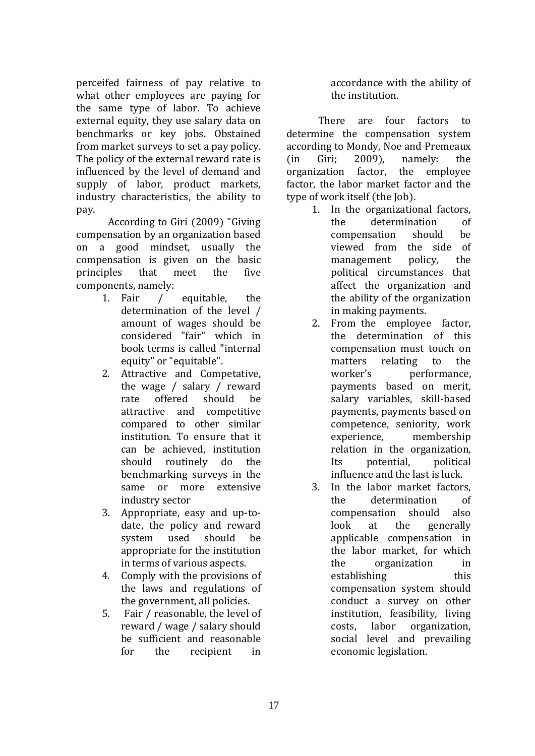perceifed fairness of pay relative to what other employees are paying for the same type of labor. To achieve external equity, they use salary data on benchmarks or key jobs. Obstained from market surveys to set a pay policy. The policy of the external reward rate is influenced by the level of demand and supply of labor, product markets, industry characteristics, the ability to pay.

According to Giri (2009) "Giving compensation by an organization based on a good mindset, usually the compensation is given on the basic principles that meet the five components, namely:

1. Fair / equitable, the determination of the level / amount of wages should be considered "fair" which in book terms is called "internal equity" or "equitable".
2. Attractive and Competative, the wage / salary / reward rate offered should be attractive and competitive compared to other similar institution. To ensure that it can be achieved, institution should routinely do the benchmarking surveys in the same or more extensive industry sector
3. Appropriate, easy and up-to-date, the policy and reward system used should be appropriate for the institution in terms of various aspects.
4. Comply with the provisions of the laws and regulations of the government, all policies.
5. Fair / reasonable, the level of reward / wage / salary should be sufficient and reasonable for the recipient in accordance with the ability of the institution.

There are four factors to determine the compensation system according to Mondy, Noe and Premeaux (in Giri; 2009), namely: the organization factor, the employee factor, the labor market factor and the type of work itself (the Job).

1. In the organizational factors, the determination of compensation should be viewed from the side of management policy, the political circumstances that affect the organization and the ability of the organization in making payments.
2. From the employee factor, the determination of this compensation must touch on matters relating to the worker's performance, payments based on merit, salary variables, skill-based payments, payments based on competence, seniority, work experience, membership relation in the organization, Its potential, political influence and the last is luck.
3. In the labor market factors, the determination of compensation should also look at the generally applicable compensation in the labor market, for which the organization in establishing this compensation system should conduct a survey on other institution, feasibility, living costs, labor organization, social level and prevailing economic legislation.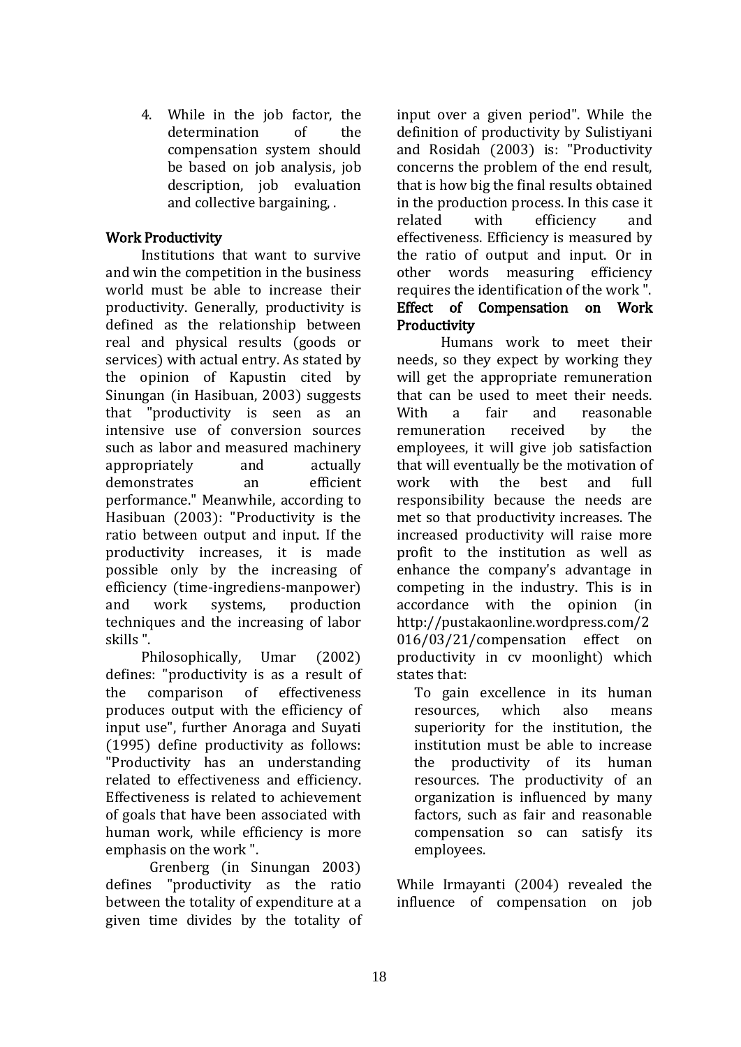4. While in the job factor, the determination of the compensation system should be based on job analysis, job description, job evaluation and collective bargaining, .

## Work Productivity

Institutions that want to survive and win the competition in the business world must be able to increase their productivity. Generally, productivity is defined as the relationship between real and physical results (goods or services) with actual entry. As stated by the opinion of Kapustin cited by Sinungan (in Hasibuan, 2003) suggests that "productivity is seen as an intensive use of conversion sources such as labor and measured machinery appropriately and actually demonstrates an efficient performance." Meanwhile, according to Hasibuan (2003): "Productivity is the ratio between output and input. If the productivity increases, it is made possible only by the increasing of efficiency (time-ingrediens-manpower) and work systems, production techniques and the increasing of labor skills ".

Philosophically, Umar (2002) defines: "productivity is as a result of the comparison of effectiveness produces output with the efficiency of input use", further Anoraga and Suyati (1995) define productivity as follows: "Productivity has an understanding related to effectiveness and efficiency. Effectiveness is related to achievement of goals that have been associated with human work, while efficiency is more emphasis on the work ".

Grenberg (in Sinungan 2003) defines "productivity as the ratio between the totality of expenditure at a given time divides by the totality of input over a given period". While the definition of productivity by Sulistiyani and Rosidah (2003) is: "Productivity concerns the problem of the end result, that is how big the final results obtained in the production process. In this case it related with efficiency and effectiveness. Efficiency is measured by the ratio of output and input. Or in other words measuring efficiency requires the identification of the work ".

## Effect of Compensation on Work Productivity

Humans work to meet their needs, so they expect by working they will get the appropriate remuneration that can be used to meet their needs. With a fair and reasonable remuneration received by the employees, it will give job satisfaction that will eventually be the motivation of work with the best and full responsibility because the needs are met so that productivity increases. The increased productivity will raise more profit to the institution as well as enhance the company's advantage in competing in the industry. This is in accordance with the opinion (in http://pustakaonline.wordpress.com/2016/03/21/compensation effect on productivity in cv moonlight) which states that:

> To gain excellence in its human resources, which also means superiority for the institution, the institution must be able to increase the productivity of its human resources. The productivity of an organization is influenced by many factors, such as fair and reasonable compensation so can satisfy its employees.

While Irmayanti (2004) revealed the influence of compensation on job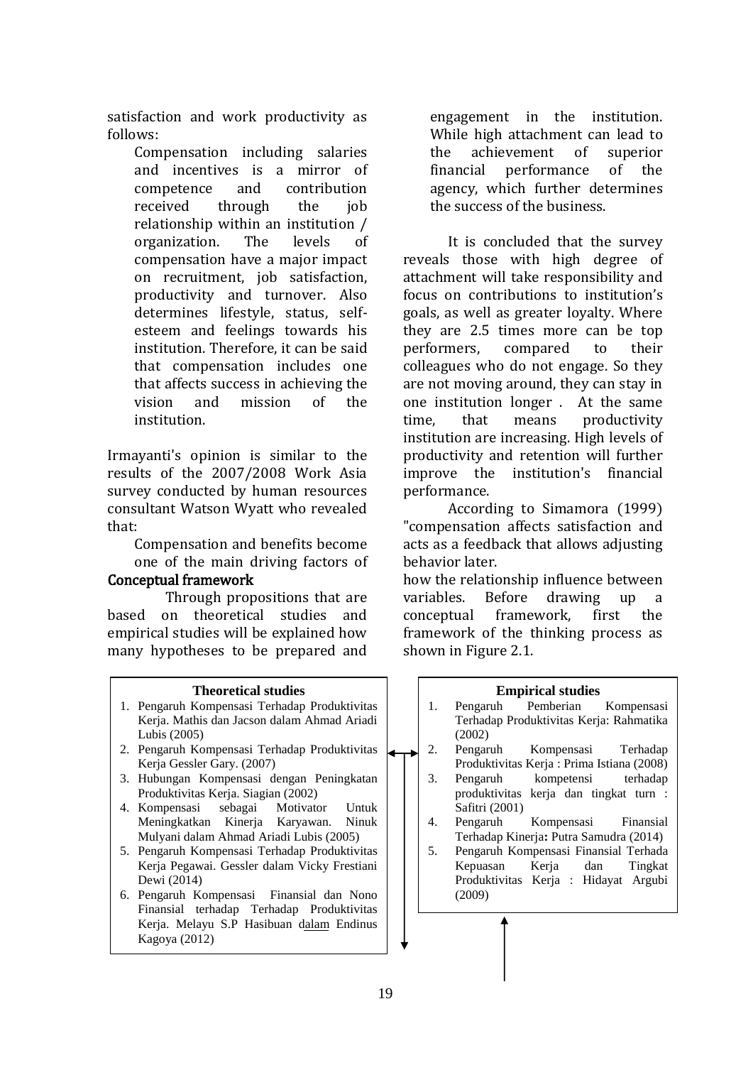satisfaction and work productivity as follows:

> Compensation including salaries and incentives is a mirror of competence and contribution received through the job relationship within an institution / organization. The levels of compensation have a major impact on recruitment, job satisfaction, productivity and turnover. Also determines lifestyle, status, self-esteem and feelings towards his institution. Therefore, it can be said that compensation includes one that affects success in achieving the vision and mission of the institution.

Irmayanti's opinion is similar to the results of the 2007/2008 Work Asia survey conducted by human resources consultant Watson Wyatt who revealed that:

> Compensation and benefits become one of the main driving factors of engagement in the institution. While high attachment can lead to the achievement of superior financial performance of the agency, which further determines the success of the business.

It is concluded that the survey reveals those with high degree of attachment will take responsibility and focus on contributions to institution's goals, as well as greater loyalty. Where they are 2.5 times more can be top performers, compared to their colleagues who do not engage. So they are not moving around, they can stay in one institution longer . At the same time, that means productivity institution are increasing. High levels of productivity and retention will further improve the institution's financial performance.

According to Simamora (1999) "compensation affects satisfaction and acts as a feedback that allows adjusting behavior later.

## Conceptual framework

Through propositions that are based on theoretical studies and empirical studies will be explained how many hypotheses to be prepared and how the relationship influence between variables. Before drawing up a conceptual framework, first the framework of the thinking process as shown in Figure 2.1.

**Theoretical studies**

1. Pengaruh Kompensasi Terhadap Produktivitas Kerja. Mathis dan Jacson dalam Ahmad Ariadi Lubis (2005)
2. Pengaruh Kompensasi Terhadap Produktivitas Kerja Gessler Gary. (2007)
3. Hubungan Kompensasi dengan Peningkatan Produktivitas Kerja. Siagian (2002)
4. Kompensasi sebagai Motivator Untuk Meningkatkan Kinerja Karyawan. Ninuk Mulyani dalam Ahmad Ariadi Lubis (2005)
5. Pengaruh Kompensasi Terhadap Produktivitas Kerja Pegawai. Gessler dalam Vicky Frestiani Dewi (2014)
6. Pengaruh Kompensasi Finansial dan Nono Finansial terhadap Terhadap Produktivitas Kerja. Melayu S.P Hasibuan dalam Endinus Kagoya (2012)

**Empirical studies**

1. Pengaruh Pemberian Kompensasi Terhadap Produktivitas Kerja: Rahmatika (2002)
2. Pengaruh Kompensasi Terhadap Produktivitas Kerja : Prima Istiana (2008)
3. Pengaruh kompetensi terhadap produktivitas kerja dan tingkat turn : Safitri (2001)
4. Pengaruh Kompensasi Finansial Terhadap Kinerja**:** Putra Samudra (2014)
5. Pengaruh Kompensasi Finansial Terhada Kepuasan Kerja dan Tingkat Produktivitas Kerja : Hidayat Argubi (2009)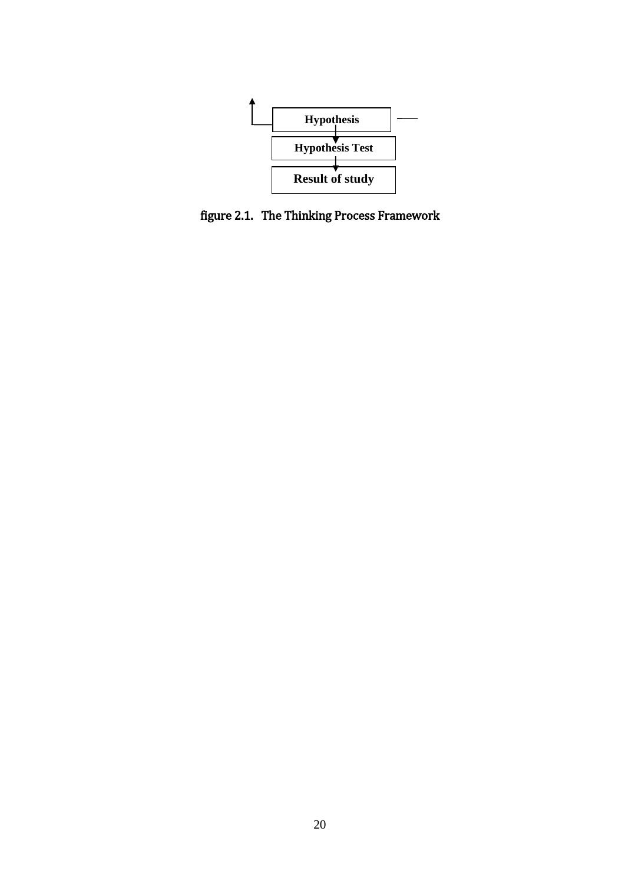Hypothesis

Hypothesis Test

Result of study

figure 2.1. The Thinking Process Framework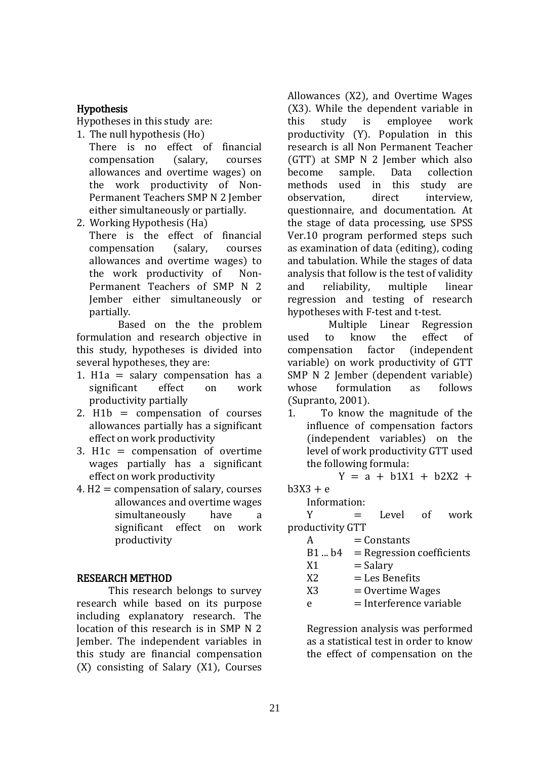## Hypothesis

Hypotheses in this study are:

1. The null hypothesis (Ho)
   There is no effect of financial compensation (salary, courses allowances and overtime wages) on the work productivity of Non-Permanent Teachers SMP N 2 Jember either simultaneously or partially.
2. Working Hypothesis (Ha)
   There is the effect of financial compensation (salary, courses allowances and overtime wages) to the work productivity of Non-Permanent Teachers of SMP N 2 Jember either simultaneously or partially.

Based on the the problem formulation and research objective in this study, hypotheses is divided into several hypotheses, they are:

1. H1a = salary compensation has a significant effect on work productivity partially
2. H1b = compensation of courses allowances partially has a significant effect on work productivity
3. H1c = compensation of overtime wages partially has a significant effect on work productivity
4. H2 = compensation of salary, courses allowances and overtime wages simultaneously have a significant effect on work productivity

## RESEARCH METHOD

This research belongs to survey research while based on its purpose including explanatory research. The location of this research is in SMP N 2 Jember. The independent variables in this study are financial compensation (X) consisting of Salary (X1), Courses Allowances (X2), and Overtime Wages (X3). While the dependent variable in this study is employee work productivity (Y). Population in this research is all Non Permanent Teacher (GTT) at SMP N 2 Jember which also become sample. Data collection methods used in this study are observation, direct interview, questionnaire, and documentation. At the stage of data processing, use SPSS Ver.10 program performed steps such as examination of data (editing), coding and tabulation. While the stages of data analysis that follow is the test of validity and reliability, multiple linear regression and testing of research hypotheses with F-test and t-test.

Multiple Linear Regression used to know the effect of compensation factor (independent variable) on work productivity of GTT SMP N 2 Jember (dependent variable) whose formulation as follows (Supranto, 2001).

1. To know the magnitude of the influence of compensation factors (independent variables) on the level of work productivity GTT used the following formula:

$$Y = a + b1X1 + b2X2 + b3X3 + e$$

Information:

Y = Level of work productivity GTT
A = Constants
B1 ... b4 = Regression coefficients
X1 = Salary
X2 = Les Benefits
X3 = Overtime Wages
e = Interference variable

Regression analysis was performed as a statistical test in order to know the effect of compensation on the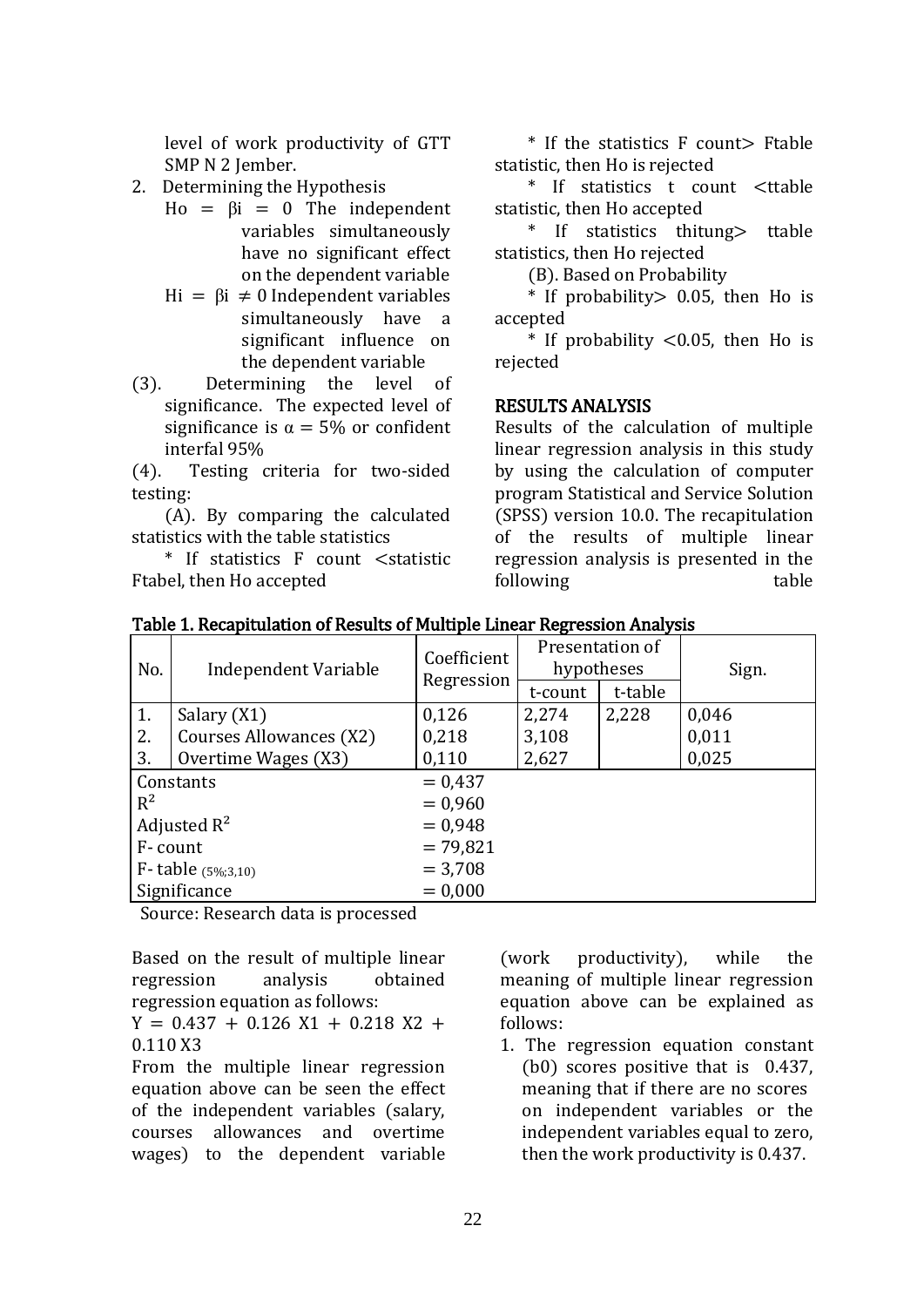level of work productivity of GTT SMP N 2 Jember.

2. Determining the Hypothesis

   Ho = $\beta i$ = 0 The independent variables simultaneously have no significant effect on the dependent variable

   Hi = $\beta i \neq 0$ Independent variables simultaneously have a significant influence on the dependent variable

(3). Determining the level of significance. The expected level of significance is $\alpha = 5\%$ or confident interfal 95%

(4). Testing criteria for two-sided testing:

(A). By comparing the calculated statistics with the table statistics

* If statistics F count <statistic Ftabel, then Ho accepted

* If the statistics F count> Ftable statistic, then Ho is rejected

* If statistics t count <ttable statistic, then Ho accepted

* If statistics thitung> ttable statistics, then Ho rejected

(B). Based on Probability

* If probability> 0.05, then Ho is accepted

* If probability <0.05, then Ho is rejected

## RESULTS ANALYSIS

Results of the calculation of multiple linear regression analysis in this study by using the calculation of computer program Statistical and Service Solution (SPSS) version 10.0. The recapitulation of the results of multiple linear regression analysis is presented in the following table

**Table 1. Recapitulation of Results of Multiple Linear Regression Analysis**

| No. | Independent Variable | Coefficient Regression | Presentation of hypotheses | | Sign. |
|---|---|---|---|---|---|
| | | | t-count | t-table | |
| 1. | Salary (X1) | 0,126 | 2,274 | 2,228 | 0,046 |
| 2. | Courses Allowances (X2) | 0,218 | 3,108 | | 0,011 |
| 3. | Overtime Wages (X3) | 0,110 | 2,627 | | 0,025 |
| Constants | | = 0,437 | | | |
| $R^2$ | | = 0,960 | | | |
| Adjusted $R^2$ | | = 0,948 | | | |
| F- count | | = 79,821 | | | |
| F- table $_{(5\%;3,10)}$ | | = 3,708 | | | |
| Significance | | = 0,000 | | | |

Source: Research data is processed

Based on the result of multiple linear regression analysis obtained regression equation as follows:

$Y = 0.437 + 0.126\ X1 + 0.218\ X2 + 0.110\ X3$

From the multiple linear regression equation above can be seen the effect of the independent variables (salary, courses allowances and overtime wages) to the dependent variable (work productivity), while the meaning of multiple linear regression equation above can be explained as follows:

1. The regression equation constant (b0) scores positive that is 0.437, meaning that if there are no scores on independent variables or the independent variables equal to zero, then the work productivity is 0.437.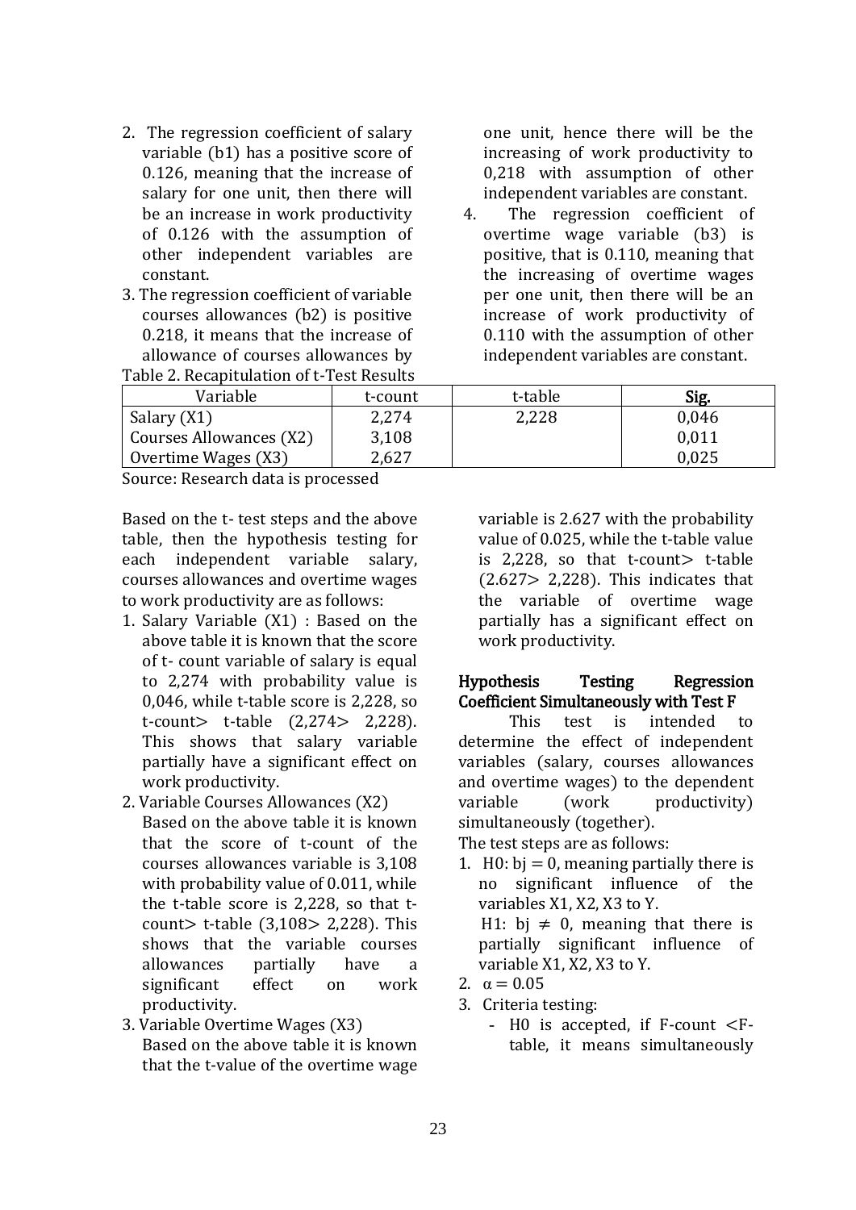2. The regression coefficient of salary variable (b1) has a positive score of 0.126, meaning that the increase of salary for one unit, then there will be an increase in work productivity of 0.126 with the assumption of other independent variables are constant.
3. The regression coefficient of variable courses allowances (b2) is positive 0.218, it means that the increase of allowance of courses allowances by one unit, hence there will be the increasing of work productivity to 0,218 with assumption of other independent variables are constant.
4. The regression coefficient of overtime wage variable (b3) is positive, that is 0.110, meaning that the increasing of overtime wages per one unit, then there will be an increase of work productivity of 0.110 with the assumption of other independent variables are constant.

Table 2. Recapitulation of t-Test Results

| Variable | t-count | t-table | **Sig.** |
|---|---|---|---|
| Salary (X1) | 2,274 | 2,228 | 0,046 |
| Courses Allowances (X2) | 3,108 | | 0,011 |
| Overtime Wages (X3) | 2,627 | | 0,025 |

Source: Research data is processed

Based on the t- test steps and the above table, then the hypothesis testing for each independent variable salary, courses allowances and overtime wages to work productivity are as follows:

1. Salary Variable (X1) : Based on the above table it is known that the score of t- count variable of salary is equal to 2,274 with probability value is 0,046, while t-table score is 2,228, so t-count> t-table (2,274> 2,228). This shows that salary variable partially have a significant effect on work productivity.
2. Variable Courses Allowances (X2) Based on the above table it is known that the score of t-count of the courses allowances variable is 3,108 with probability value of 0.011, while the t-table score is 2,228, so that t-count> t-table (3,108> 2,228). This shows that the variable courses allowances partially have a significant effect on work productivity.
3. Variable Overtime Wages (X3) Based on the above table it is known that the t-value of the overtime wage variable is 2.627 with the probability value of 0.025, while the t-table value is 2,228, so that t-count> t-table (2.627> 2,228). This indicates that the variable of overtime wage partially has a significant effect on work productivity.

**Hypothesis Testing Regression Coefficient Simultaneously with Test F**

This test is intended to determine the effect of independent variables (salary, courses allowances and overtime wages) to the dependent variable (work productivity) simultaneously (together).

The test steps are as follows:

1. H0: bj = 0, meaning partially there is no significant influence of the variables X1, X2, X3 to Y.
   H1: bj ≠ 0, meaning that there is partially significant influence of variable X1, X2, X3 to Y.
2. $\alpha = 0.05$
3. Criteria testing:
   - H0 is accepted, if F-count <F-table, it means simultaneously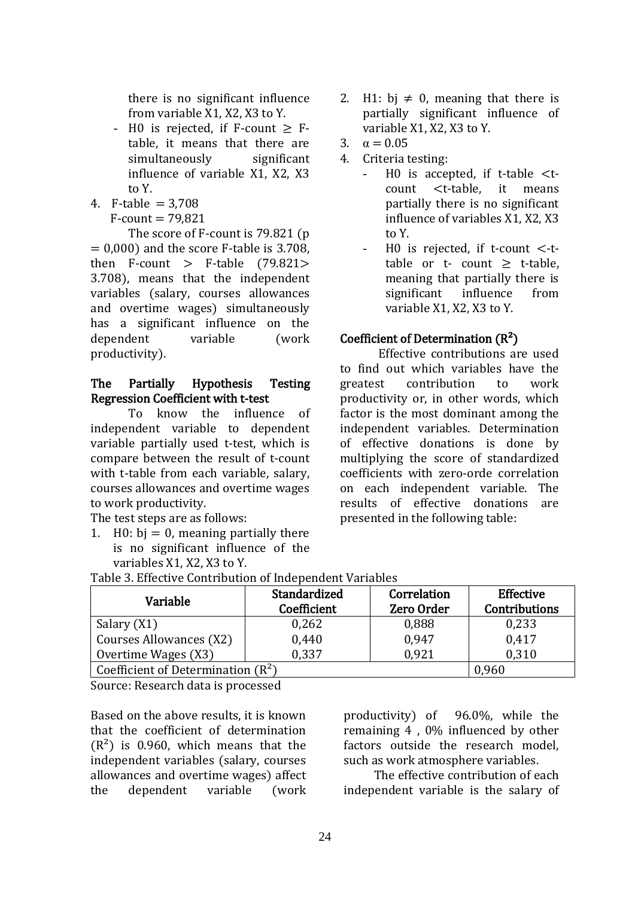there is no significant influence from variable X1, X2, X3 to Y.

- H0 is rejected, if F-count ≥ F-table, it means that there are simultaneously significant influence of variable X1, X2, X3 to Y.

4. F-table = 3,708
   F-count = 79,821

The score of F-count is 79.821 (p = 0,000) and the score F-table is 3.708, then F-count > F-table (79.821> 3.708), means that the independent variables (salary, courses allowances and overtime wages) simultaneously has a significant influence on the dependent variable (work productivity).

**The Partially Hypothesis Testing Regression Coefficient with t-test**

To know the influence of independent variable to dependent variable partially used t-test, which is compare between the result of t-count with t-table from each variable, salary, courses allowances and overtime wages to work productivity.

The test steps are as follows:

1. H0: bj = 0, meaning partially there is no significant influence of the variables X1, X2, X3 to Y.
2. H1: bj ≠ 0, meaning that there is partially significant influence of variable X1, X2, X3 to Y.
3. α = 0.05
4. Criteria testing:
   - H0 is accepted, if t-table <t-count <t-table, it means partially there is no significant influence of variables X1, X2, X3 to Y.
   - H0 is rejected, if t-count <-t-table or t- count ≥ t-table, meaning that partially there is significant influence from variable X1, X2, X3 to Y.

**Coefficient of Determination ($R^2$)**

Effective contributions are used to find out which variables have the greatest contribution to work productivity or, in other words, which factor is the most dominant among the independent variables. Determination of effective donations is done by multiplying the score of standardized coefficients with zero-orde correlation on each independent variable. The results of effective donations are presented in the following table:

Table 3. Effective Contribution of Independent Variables

| Variable | Standardized Coefficient | Correlation Zero Order | Effective Contributions |
|---|---|---|---|
| Salary (X1) | 0,262 | 0,888 | 0,233 |
| Courses Allowances (X2) | 0,440 | 0,947 | 0,417 |
| Overtime Wages (X3) | 0,337 | 0,921 | 0,310 |
| Coefficient of Determination ($R^2$) | | | 0,960 |

Source: Research data is processed

Based on the above results, it is known that the coefficient of determination ($R^2$) is 0.960, which means that the independent variables (salary, courses allowances and overtime wages) affect the dependent variable (work productivity) of 96.0%, while the remaining 4 , 0% influenced by other factors outside the research model, such as work atmosphere variables.

The effective contribution of each independent variable is the salary of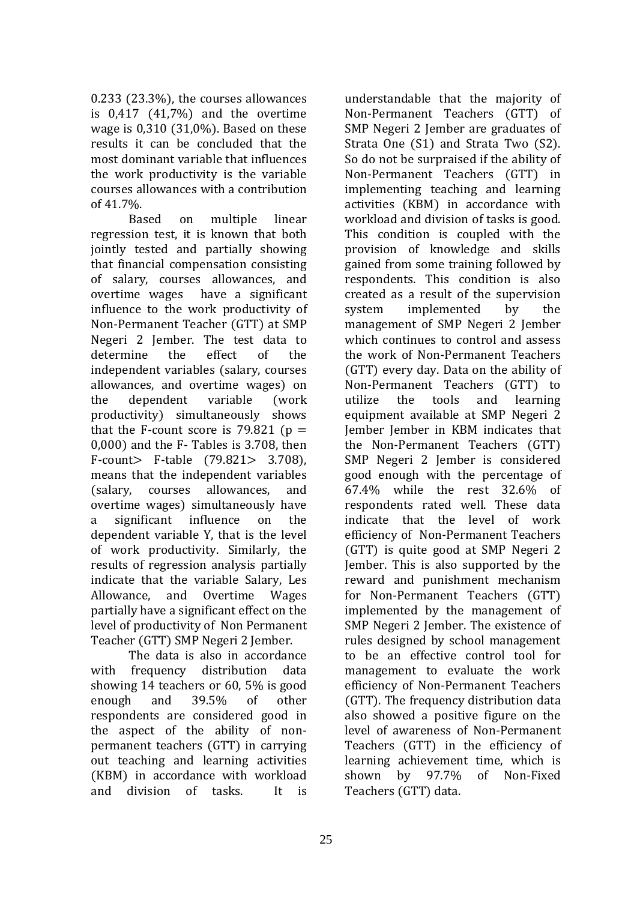0.233 (23.3%), the courses allowances is 0,417 (41,7%) and the overtime wage is 0,310 (31,0%). Based on these results it can be concluded that the most dominant variable that influences the work productivity is the variable courses allowances with a contribution of 41.7%.

Based on multiple linear regression test, it is known that both jointly tested and partially showing that financial compensation consisting of salary, courses allowances, and overtime wages have a significant influence to the work productivity of Non-Permanent Teacher (GTT) at SMP Negeri 2 Jember. The test data to determine the effect of the independent variables (salary, courses allowances, and overtime wages) on the dependent variable (work productivity) simultaneously shows that the F-count score is 79.821 ($p = 0{,}000$) and the F- Tables is 3.708, then F-count> F-table (79.821> 3.708), means that the independent variables (salary, courses allowances, and overtime wages) simultaneously have a significant influence on the dependent variable Y, that is the level of work productivity. Similarly, the results of regression analysis partially indicate that the variable Salary, Les Allowance, and Overtime Wages partially have a significant effect on the level of productivity of Non Permanent Teacher (GTT) SMP Negeri 2 Jember.

The data is also in accordance with frequency distribution data showing 14 teachers or 60, 5% is good enough and 39.5% of other respondents are considered good in the aspect of the ability of non-permanent teachers (GTT) in carrying out teaching and learning activities (KBM) in accordance with workload and division of tasks. It is understandable that the majority of Non-Permanent Teachers (GTT) of SMP Negeri 2 Jember are graduates of Strata One (S1) and Strata Two (S2). So do not be surpraised if the ability of Non-Permanent Teachers (GTT) in implementing teaching and learning activities (KBM) in accordance with workload and division of tasks is good. This condition is coupled with the provision of knowledge and skills gained from some training followed by respondents. This condition is also created as a result of the supervision system implemented by the management of SMP Negeri 2 Jember which continues to control and assess the work of Non-Permanent Teachers (GTT) every day. Data on the ability of Non-Permanent Teachers (GTT) to utilize the tools and learning equipment available at SMP Negeri 2 Jember Jember in KBM indicates that the Non-Permanent Teachers (GTT) SMP Negeri 2 Jember is considered good enough with the percentage of 67.4% while the rest 32.6% of respondents rated well. These data indicate that the level of work efficiency of Non-Permanent Teachers (GTT) is quite good at SMP Negeri 2 Jember. This is also supported by the reward and punishment mechanism for Non-Permanent Teachers (GTT) implemented by the management of SMP Negeri 2 Jember. The existence of rules designed by school management to be an effective control tool for management to evaluate the work efficiency of Non-Permanent Teachers (GTT). The frequency distribution data also showed a positive figure on the level of awareness of Non-Permanent Teachers (GTT) in the efficiency of learning achievement time, which is shown by 97.7% of Non-Fixed Teachers (GTT) data.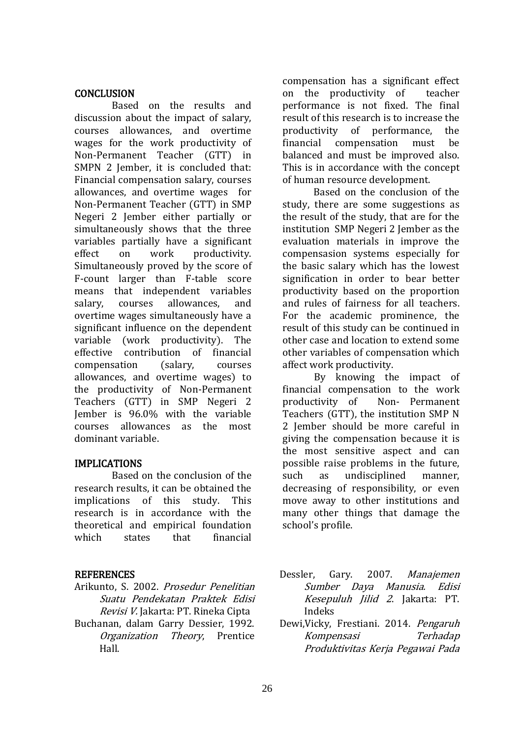## CONCLUSION

Based on the results and discussion about the impact of salary, courses allowances, and overtime wages for the work productivity of Non-Permanent Teacher (GTT) in SMPN 2 Jember, it is concluded that: Financial compensation salary, courses allowances, and overtime wages for Non-Permanent Teacher (GTT) in SMP Negeri 2 Jember either partially or simultaneously shows that the three variables partially have a significant effect on work productivity. Simultaneously proved by the score of F-count larger than F-table score means that independent variables salary, courses allowances, and overtime wages simultaneously have a significant influence on the dependent variable (work productivity). The effective contribution of financial compensation (salary, courses allowances, and overtime wages) to the productivity of Non-Permanent Teachers (GTT) in SMP Negeri 2 Jember is 96.0% with the variable courses allowances as the most dominant variable.

## IMPLICATIONS

Based on the conclusion of the research results, it can be obtained the implications of this study. This research is in accordance with the theoretical and empirical foundation which states that financial compensation has a significant effect on the productivity of teacher performance is not fixed. The final result of this research is to increase the productivity of performance, the financial compensation must be balanced and must be improved also. This is in accordance with the concept of human resource development.

Based on the conclusion of the study, there are some suggestions as the result of the study, that are for the institution SMP Negeri 2 Jember as the evaluation materials in improve the compensasion systems especially for the basic salary which has the lowest signification in order to bear better productivity based on the proportion and rules of fairness for all teachers. For the academic prominence, the result of this study can be continued in other case and location to extend some other variables of compensation which affect work productivity.

By knowing the impact of financial compensation to the work productivity of Non- Permanent Teachers (GTT), the institution SMP N 2 Jember should be more careful in giving the compensation because it is the most sensitive aspect and can possible raise problems in the future, such as undisciplined manner, decreasing of responsibility, or even move away to other institutions and many other things that damage the school's profile.

## REFERENCES

Arikunto, S. 2002. *Prosedur Penelitian Suatu Pendekatan Praktek Edisi Revisi V.* Jakarta: PT. Rineka Cipta

Buchanan, dalam Garry Dessier, 1992. *Organization Theory*, Prentice Hall.

Dessler, Gary. 2007. *Manajemen Sumber Daya Manusia. Edisi Kesepuluh Jilid 2*. Jakarta: PT. Indeks

Dewi,Vicky, Frestiani. 2014. *Pengaruh Kompensasi Terhadap Produktivitas Kerja Pegawai Pada*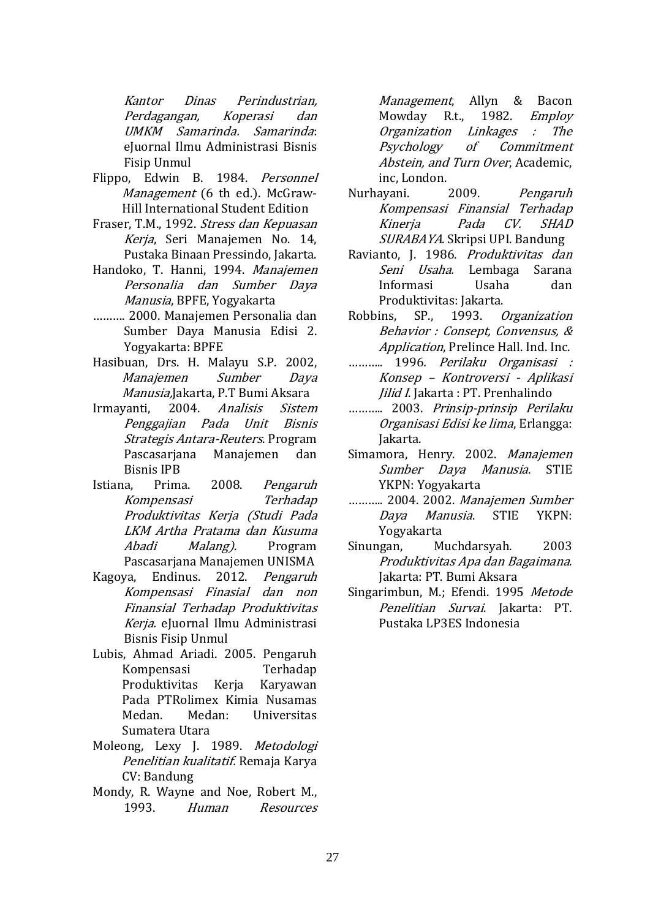*Kantor Dinas Perindustrian, Perdagangan, Koperasi dan UMKM Samarinda. Samarinda*: eJuornal Ilmu Administrasi Bisnis Fisip Unmul

Flippo, Edwin B. 1984. *Personnel Management* (6 th ed.). McGraw-Hill International Student Edition

Fraser, T.M., 1992. *Stress dan Kepuasan Kerja*, Seri Manajemen No. 14, Pustaka Binaan Pressindo, Jakarta.

Handoko, T. Hanni, 1994. *Manajemen Personalia dan Sumber Daya Manusia*, BPFE, Yogyakarta

………. 2000. Manajemen Personalia dan Sumber Daya Manusia Edisi 2. Yogyakarta: BPFE

Hasibuan, Drs. H. Malayu S.P. 2002, *Manajemen Sumber Daya Manusia,*Jakarta, P.T Bumi Aksara

Irmayanti, 2004. *Analisis Sistem Penggajian Pada Unit Bisnis Strategis Antara-Reuters*. Program Pascasarjana Manajemen dan Bisnis IPB

Istiana, Prima. 2008. *Pengaruh Kompensasi Terhadap Produktivitas Kerja (Studi Pada LKM Artha Pratama dan Kusuma Abadi Malang)*. Program Pascasarjana Manajemen UNISMA

Kagoya, Endinus. 2012. *Pengaruh Kompensasi Finasial dan non Finansial Terhadap Produktivitas Kerja.* eJuornal Ilmu Administrasi Bisnis Fisip Unmul

Lubis, Ahmad Ariadi. 2005. Pengaruh Kompensasi Terhadap Produktivitas Kerja Karyawan Pada PTRolimex Kimia Nusamas Medan. Medan: Universitas Sumatera Utara

Moleong, Lexy J. 1989. *Metodologi Penelitian kualitatif.* Remaja Karya CV: Bandung

Mondy, R. Wayne and Noe, Robert M., 1993. *Human Resources Management*, Allyn & Bacon

Mowday R.t., 1982. *Employ Organization Linkages : The Psychology of Commitment Abstein, and Turn Over*, Academic, inc, London.

Nurhayani. 2009. *Pengaruh Kompensasi Finansial Terhadap Kinerja Pada CV. SHAD SURABAYA*. Skripsi UPI. Bandung

Ravianto, J. 1986. *Produktivitas dan Seni Usaha.* Lembaga Sarana Informasi Usaha dan Produktivitas: Jakarta.

Robbins, SP., 1993. *Organization Behavior : Consept, Convensus, & Application*, Prelince Hall. Ind. Inc.

……….. 1996*. Perilaku Organisasi : Konsep – Kontroversi - Aplikasi Jilid I*. Jakarta : PT. Prenhalindo

……….. 2003. *Prinsip-prinsip Perilaku Organisasi Edisi ke lima*, Erlangga: Jakarta.

Simamora, Henry. 2002. *Manajemen Sumber Daya Manusia*. STIE YKPN: Yogyakarta

……….. 2004. 2002. *Manajemen Sumber Daya Manusia*. STIE YKPN: Yogyakarta

Sinungan, Muchdarsyah. 2003 *Produktivitas Apa dan Bagaimana*. Jakarta: PT. Bumi Aksara

Singarimbun, M.; Efendi. 1995 *Metode Penelitian Survai*. Jakarta: PT. Pustaka LP3ES Indonesia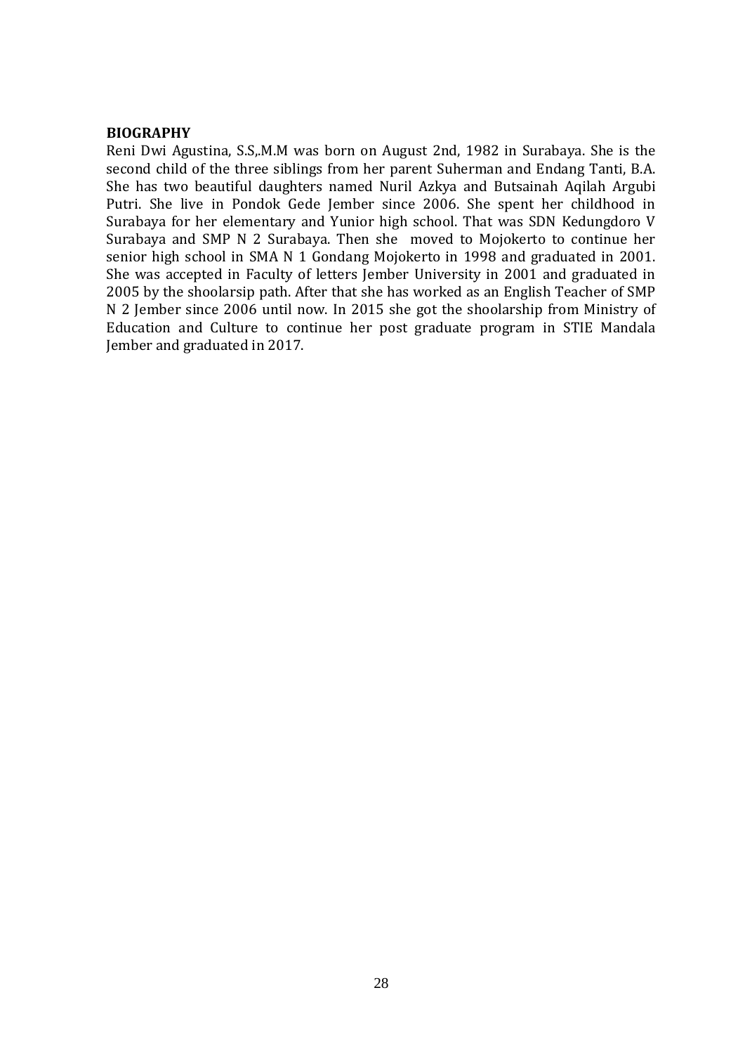**BIOGRAPHY**

Reni Dwi Agustina, S.S,.M.M was born on August 2nd, 1982 in Surabaya. She is the second child of the three siblings from her parent Suherman and Endang Tanti, B.A. She has two beautiful daughters named Nuril Azkya and Butsainah Aqilah Argubi Putri. She live in Pondok Gede Jember since 2006. She spent her childhood in Surabaya for her elementary and Yunior high school. That was SDN Kedungdoro V Surabaya and SMP N 2 Surabaya. Then she moved to Mojokerto to continue her senior high school in SMA N 1 Gondang Mojokerto in 1998 and graduated in 2001. She was accepted in Faculty of letters Jember University in 2001 and graduated in 2005 by the shoolarsip path. After that she has worked as an English Teacher of SMP N 2 Jember since 2006 until now. In 2015 she got the shoolarship from Ministry of Education and Culture to continue her post graduate program in STIE Mandala Jember and graduated in 2017.